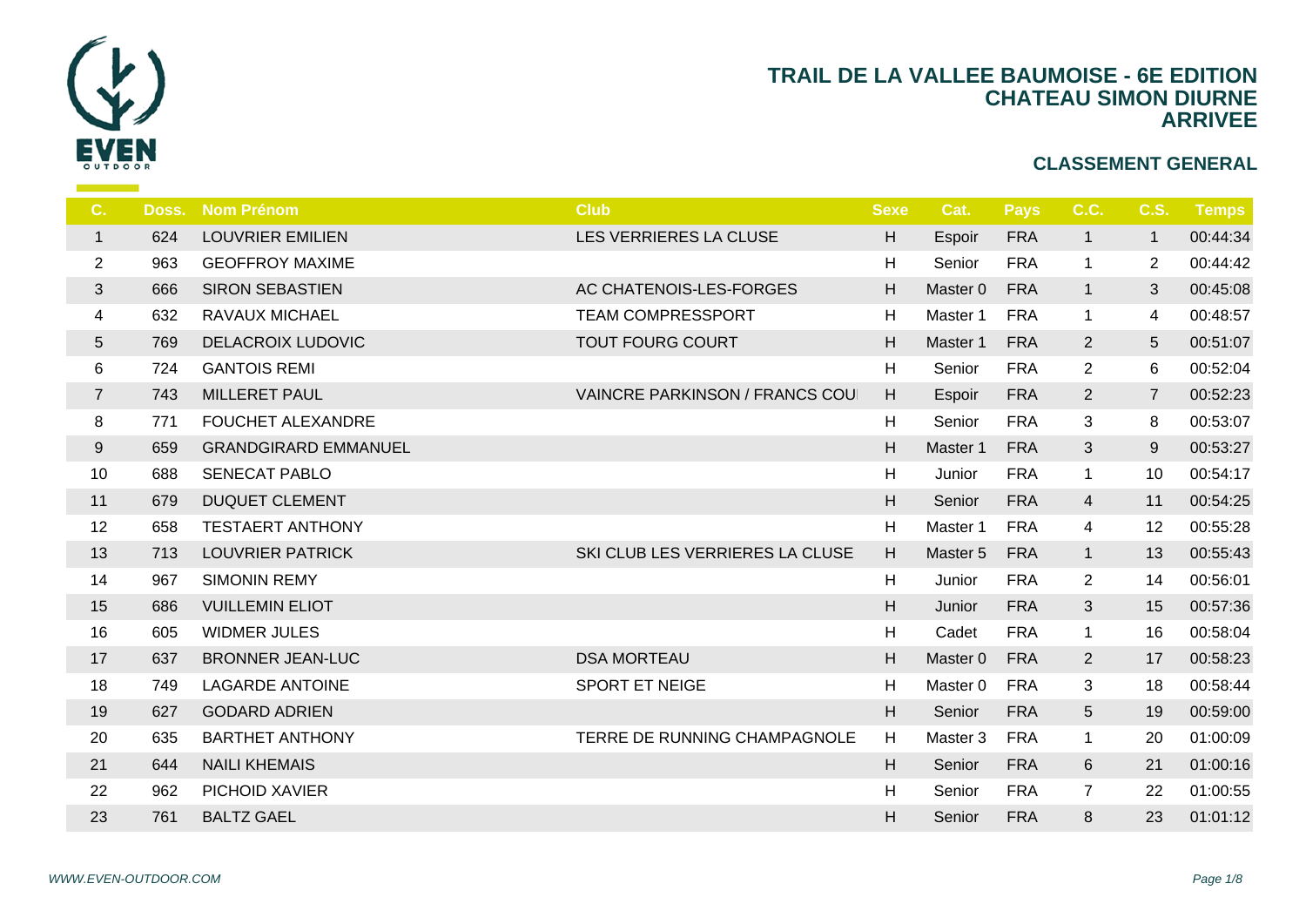# TRAIL DE LA VALLEE BAUMOISE - 6E EDITION
## CHATEAU SIMON DIURNE
## ARRIVEE

### CLASSEMENT GENERAL

| C. | Doss. | Nom Prénom | Club | Sexe | Cat. | Pays | C.C. | C.S. | Temps |
|---|---|---|---|---|---|---|---|---|---|
| 1 | 624 | LOUVRIER EMILIEN | LES VERRIERES LA CLUSE | H | Espoir | FRA | 1 | 1 | 00:44:34 |
| 2 | 963 | GEOFFROY MAXIME | | H | Senior | FRA | 1 | 2 | 00:44:42 |
| 3 | 666 | SIRON SEBASTIEN | AC CHATENOIS-LES-FORGES | H | Master 0 | FRA | 1 | 3 | 00:45:08 |
| 4 | 632 | RAVAUX MICHAEL | TEAM COMPRESSPORT | H | Master 1 | FRA | 1 | 4 | 00:48:57 |
| 5 | 769 | DELACROIX LUDOVIC | TOUT FOURG COURT | H | Master 1 | FRA | 2 | 5 | 00:51:07 |
| 6 | 724 | GANTOIS REMI | | H | Senior | FRA | 2 | 6 | 00:52:04 |
| 7 | 743 | MILLERET PAUL | VAINCRE PARKINSON / FRANCS COU | H | Espoir | FRA | 2 | 7 | 00:52:23 |
| 8 | 771 | FOUCHET ALEXANDRE | | H | Senior | FRA | 3 | 8 | 00:53:07 |
| 9 | 659 | GRANDGIRARD EMMANUEL | | H | Master 1 | FRA | 3 | 9 | 00:53:27 |
| 10 | 688 | SENECAT PABLO | | H | Junior | FRA | 1 | 10 | 00:54:17 |
| 11 | 679 | DUQUET CLEMENT | | H | Senior | FRA | 4 | 11 | 00:54:25 |
| 12 | 658 | TESTAERT ANTHONY | | H | Master 1 | FRA | 4 | 12 | 00:55:28 |
| 13 | 713 | LOUVRIER PATRICK | SKI CLUB LES VERRIERES LA CLUSE | H | Master 5 | FRA | 1 | 13 | 00:55:43 |
| 14 | 967 | SIMONIN REMY | | H | Junior | FRA | 2 | 14 | 00:56:01 |
| 15 | 686 | VUILLEMIN ELIOT | | H | Junior | FRA | 3 | 15 | 00:57:36 |
| 16 | 605 | WIDMER JULES | | H | Cadet | FRA | 1 | 16 | 00:58:04 |
| 17 | 637 | BRONNER JEAN-LUC | DSA MORTEAU | H | Master 0 | FRA | 2 | 17 | 00:58:23 |
| 18 | 749 | LAGARDE ANTOINE | SPORT ET NEIGE | H | Master 0 | FRA | 3 | 18 | 00:58:44 |
| 19 | 627 | GODARD ADRIEN | | H | Senior | FRA | 5 | 19 | 00:59:00 |
| 20 | 635 | BARTHET ANTHONY | TERRE DE RUNNING CHAMPAGNOLE | H | Master 3 | FRA | 1 | 20 | 01:00:09 |
| 21 | 644 | NAILI KHEMAIS | | H | Senior | FRA | 6 | 21 | 01:00:16 |
| 22 | 962 | PICHOID XAVIER | | H | Senior | FRA | 7 | 22 | 01:00:55 |
| 23 | 761 | BALTZ GAEL | | H | Senior | FRA | 8 | 23 | 01:01:12 |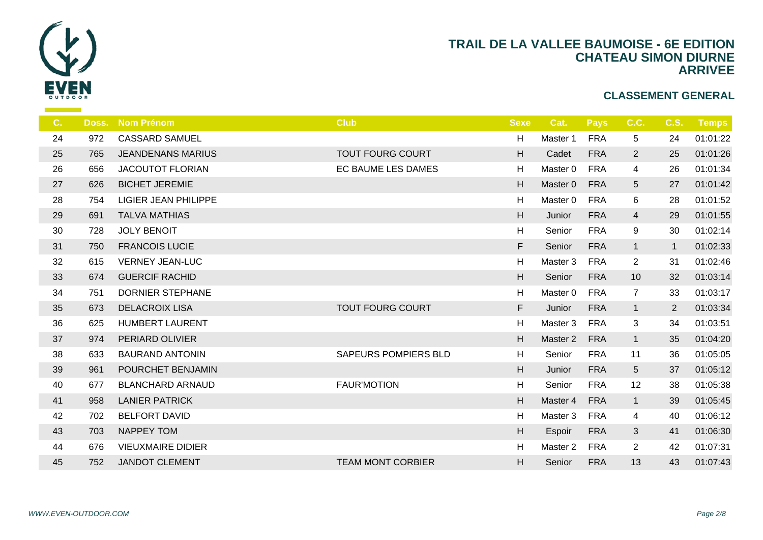# TRAIL DE LA VALLEE BAUMOISE - 6E EDITION
## CHATEAU SIMON DIURNE
## ARRIVEE

### CLASSEMENT GENERAL

| C. | Doss. | Nom Prénom | Club | Sexe | Cat. | Pays | C.C. | C.S. | Temps |
|---|---|---|---|---|---|---|---|---|---|
| 24 | 972 | CASSARD SAMUEL | | H | Master 1 | FRA | 5 | 24 | 01:01:22 |
| 25 | 765 | JEANDENANS MARIUS | TOUT FOURG COURT | H | Cadet | FRA | 2 | 25 | 01:01:26 |
| 26 | 656 | JACOUTOT FLORIAN | EC BAUME LES DAMES | H | Master 0 | FRA | 4 | 26 | 01:01:34 |
| 27 | 626 | BICHET JEREMIE | | H | Master 0 | FRA | 5 | 27 | 01:01:42 |
| 28 | 754 | LIGIER JEAN PHILIPPE | | H | Master 0 | FRA | 6 | 28 | 01:01:52 |
| 29 | 691 | TALVA MATHIAS | | H | Junior | FRA | 4 | 29 | 01:01:55 |
| 30 | 728 | JOLY BENOIT | | H | Senior | FRA | 9 | 30 | 01:02:14 |
| 31 | 750 | FRANCOIS LUCIE | | F | Senior | FRA | 1 | 1 | 01:02:33 |
| 32 | 615 | VERNEY JEAN-LUC | | H | Master 3 | FRA | 2 | 31 | 01:02:46 |
| 33 | 674 | GUERCIF RACHID | | H | Senior | FRA | 10 | 32 | 01:03:14 |
| 34 | 751 | DORNIER STEPHANE | | H | Master 0 | FRA | 7 | 33 | 01:03:17 |
| 35 | 673 | DELACROIX LISA | TOUT FOURG COURT | F | Junior | FRA | 1 | 2 | 01:03:34 |
| 36 | 625 | HUMBERT LAURENT | | H | Master 3 | FRA | 3 | 34 | 01:03:51 |
| 37 | 974 | PERIARD OLIVIER | | H | Master 2 | FRA | 1 | 35 | 01:04:20 |
| 38 | 633 | BAURAND ANTONIN | SAPEURS POMPIERS BLD | H | Senior | FRA | 11 | 36 | 01:05:05 |
| 39 | 961 | POURCHET BENJAMIN | | H | Junior | FRA | 5 | 37 | 01:05:12 |
| 40 | 677 | BLANCHARD ARNAUD | FAUR'MOTION | H | Senior | FRA | 12 | 38 | 01:05:38 |
| 41 | 958 | LANIER PATRICK | | H | Master 4 | FRA | 1 | 39 | 01:05:45 |
| 42 | 702 | BELFORT DAVID | | H | Master 3 | FRA | 4 | 40 | 01:06:12 |
| 43 | 703 | NAPPEY TOM | | H | Espoir | FRA | 3 | 41 | 01:06:30 |
| 44 | 676 | VIEUXMAIRE DIDIER | | H | Master 2 | FRA | 2 | 42 | 01:07:31 |
| 45 | 752 | JANDOT CLEMENT | TEAM MONT CORBIER | H | Senior | FRA | 13 | 43 | 01:07:43 |

*WWW.EVEN-OUTDOOR.COM*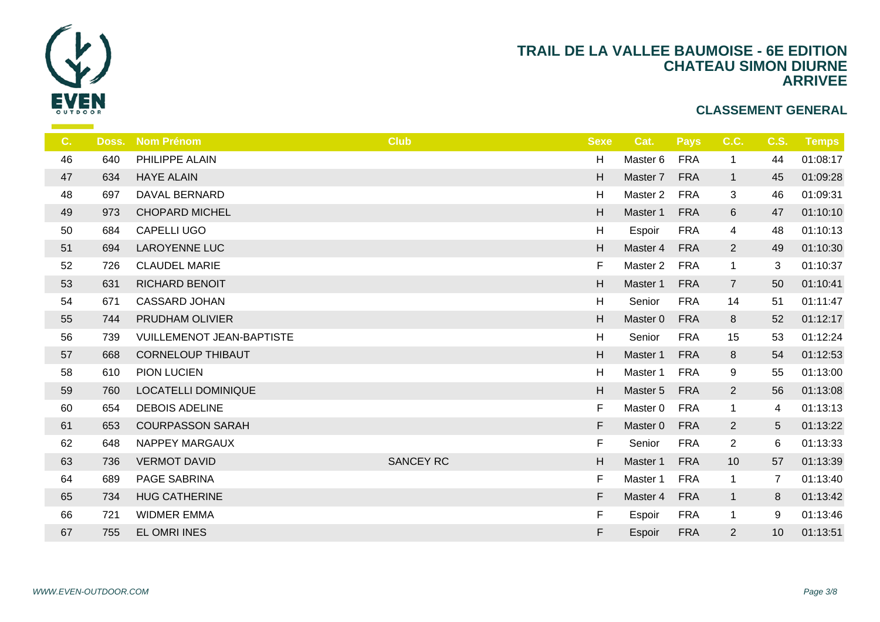# TRAIL DE LA VALLEE BAUMOISE - 6E EDITION
## CHATEAU SIMON DIURNE
## ARRIVEE

### CLASSEMENT GENERAL

| C. | Doss. | Nom Prénom | Club | Sexe | Cat. | Pays | C.C. | C.S. | Temps |
|---|---|---|---|---|---|---|---|---|---|
| 46 | 640 | PHILIPPE ALAIN | | H | Master 6 | FRA | 1 | 44 | 01:08:17 |
| 47 | 634 | HAYE ALAIN | | H | Master 7 | FRA | 1 | 45 | 01:09:28 |
| 48 | 697 | DAVAL BERNARD | | H | Master 2 | FRA | 3 | 46 | 01:09:31 |
| 49 | 973 | CHOPARD MICHEL | | H | Master 1 | FRA | 6 | 47 | 01:10:10 |
| 50 | 684 | CAPELLI UGO | | H | Espoir | FRA | 4 | 48 | 01:10:13 |
| 51 | 694 | LAROYENNE LUC | | H | Master 4 | FRA | 2 | 49 | 01:10:30 |
| 52 | 726 | CLAUDEL MARIE | | F | Master 2 | FRA | 1 | 3 | 01:10:37 |
| 53 | 631 | RICHARD BENOIT | | H | Master 1 | FRA | 7 | 50 | 01:10:41 |
| 54 | 671 | CASSARD JOHAN | | H | Senior | FRA | 14 | 51 | 01:11:47 |
| 55 | 744 | PRUDHAM OLIVIER | | H | Master 0 | FRA | 8 | 52 | 01:12:17 |
| 56 | 739 | VUILLEMENOT JEAN-BAPTISTE | | H | Senior | FRA | 15 | 53 | 01:12:24 |
| 57 | 668 | CORNELOUP THIBAUT | | H | Master 1 | FRA | 8 | 54 | 01:12:53 |
| 58 | 610 | PION LUCIEN | | H | Master 1 | FRA | 9 | 55 | 01:13:00 |
| 59 | 760 | LOCATELLI DOMINIQUE | | H | Master 5 | FRA | 2 | 56 | 01:13:08 |
| 60 | 654 | DEBOIS ADELINE | | F | Master 0 | FRA | 1 | 4 | 01:13:13 |
| 61 | 653 | COURPASSON SARAH | | F | Master 0 | FRA | 2 | 5 | 01:13:22 |
| 62 | 648 | NAPPEY MARGAUX | | F | Senior | FRA | 2 | 6 | 01:13:33 |
| 63 | 736 | VERMOT DAVID | SANCEY RC | H | Master 1 | FRA | 10 | 57 | 01:13:39 |
| 64 | 689 | PAGE SABRINA | | F | Master 1 | FRA | 1 | 7 | 01:13:40 |
| 65 | 734 | HUG CATHERINE | | F | Master 4 | FRA | 1 | 8 | 01:13:42 |
| 66 | 721 | WIDMER EMMA | | F | Espoir | FRA | 1 | 9 | 01:13:46 |
| 67 | 755 | EL OMRI INES | | F | Espoir | FRA | 2 | 10 | 01:13:51 |

WWW.EVEN-OUTDOOR.COM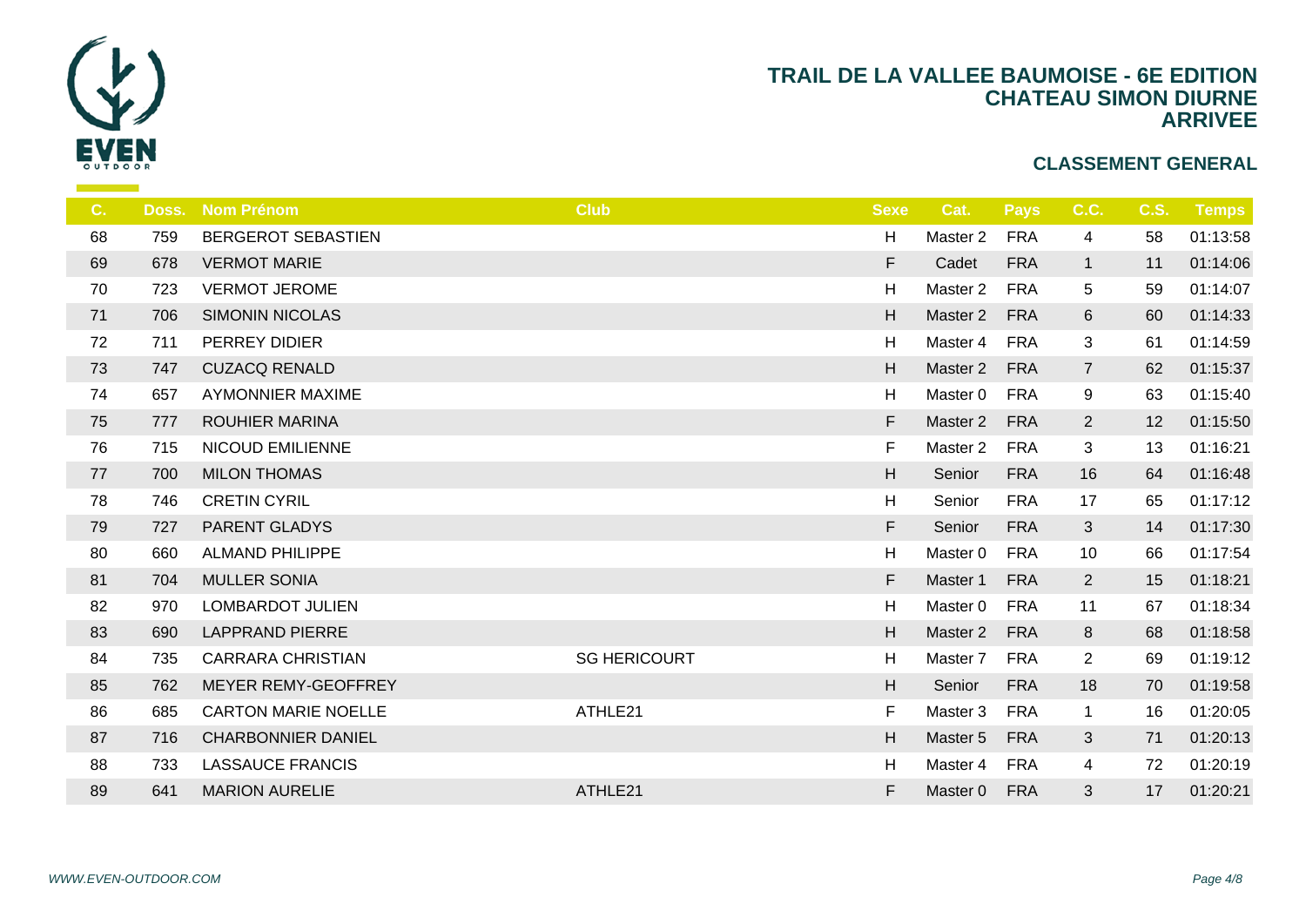# TRAIL DE LA VALLEE BAUMOISE - 6E EDITION
## CHATEAU SIMON DIURNE
## ARRIVEE

### CLASSEMENT GENERAL

| C. | Doss. | Nom Prénom | Club | Sexe | Cat. | Pays | C.C. | C.S. | Temps |
|---|---|---|---|---|---|---|---|---|---|
| 68 | 759 | BERGEROT SEBASTIEN | | H | Master 2 | FRA | 4 | 58 | 01:13:58 |
| 69 | 678 | VERMOT MARIE | | F | Cadet | FRA | 1 | 11 | 01:14:06 |
| 70 | 723 | VERMOT JEROME | | H | Master 2 | FRA | 5 | 59 | 01:14:07 |
| 71 | 706 | SIMONIN NICOLAS | | H | Master 2 | FRA | 6 | 60 | 01:14:33 |
| 72 | 711 | PERREY DIDIER | | H | Master 4 | FRA | 3 | 61 | 01:14:59 |
| 73 | 747 | CUZACQ RENALD | | H | Master 2 | FRA | 7 | 62 | 01:15:37 |
| 74 | 657 | AYMONNIER MAXIME | | H | Master 0 | FRA | 9 | 63 | 01:15:40 |
| 75 | 777 | ROUHIER MARINA | | F | Master 2 | FRA | 2 | 12 | 01:15:50 |
| 76 | 715 | NICOUD EMILIENNE | | F | Master 2 | FRA | 3 | 13 | 01:16:21 |
| 77 | 700 | MILON THOMAS | | H | Senior | FRA | 16 | 64 | 01:16:48 |
| 78 | 746 | CRETIN CYRIL | | H | Senior | FRA | 17 | 65 | 01:17:12 |
| 79 | 727 | PARENT GLADYS | | F | Senior | FRA | 3 | 14 | 01:17:30 |
| 80 | 660 | ALMAND PHILIPPE | | H | Master 0 | FRA | 10 | 66 | 01:17:54 |
| 81 | 704 | MULLER SONIA | | F | Master 1 | FRA | 2 | 15 | 01:18:21 |
| 82 | 970 | LOMBARDOT JULIEN | | H | Master 0 | FRA | 11 | 67 | 01:18:34 |
| 83 | 690 | LAPPRAND PIERRE | | H | Master 2 | FRA | 8 | 68 | 01:18:58 |
| 84 | 735 | CARRARA CHRISTIAN | SG HERICOURT | H | Master 7 | FRA | 2 | 69 | 01:19:12 |
| 85 | 762 | MEYER REMY-GEOFFREY | | H | Senior | FRA | 18 | 70 | 01:19:58 |
| 86 | 685 | CARTON MARIE NOELLE | ATHLE21 | F | Master 3 | FRA | 1 | 16 | 01:20:05 |
| 87 | 716 | CHARBONNIER DANIEL | | H | Master 5 | FRA | 3 | 71 | 01:20:13 |
| 88 | 733 | LASSAUCE FRANCIS | | H | Master 4 | FRA | 4 | 72 | 01:20:19 |
| 89 | 641 | MARION AURELIE | ATHLE21 | F | Master 0 | FRA | 3 | 17 | 01:20:21 |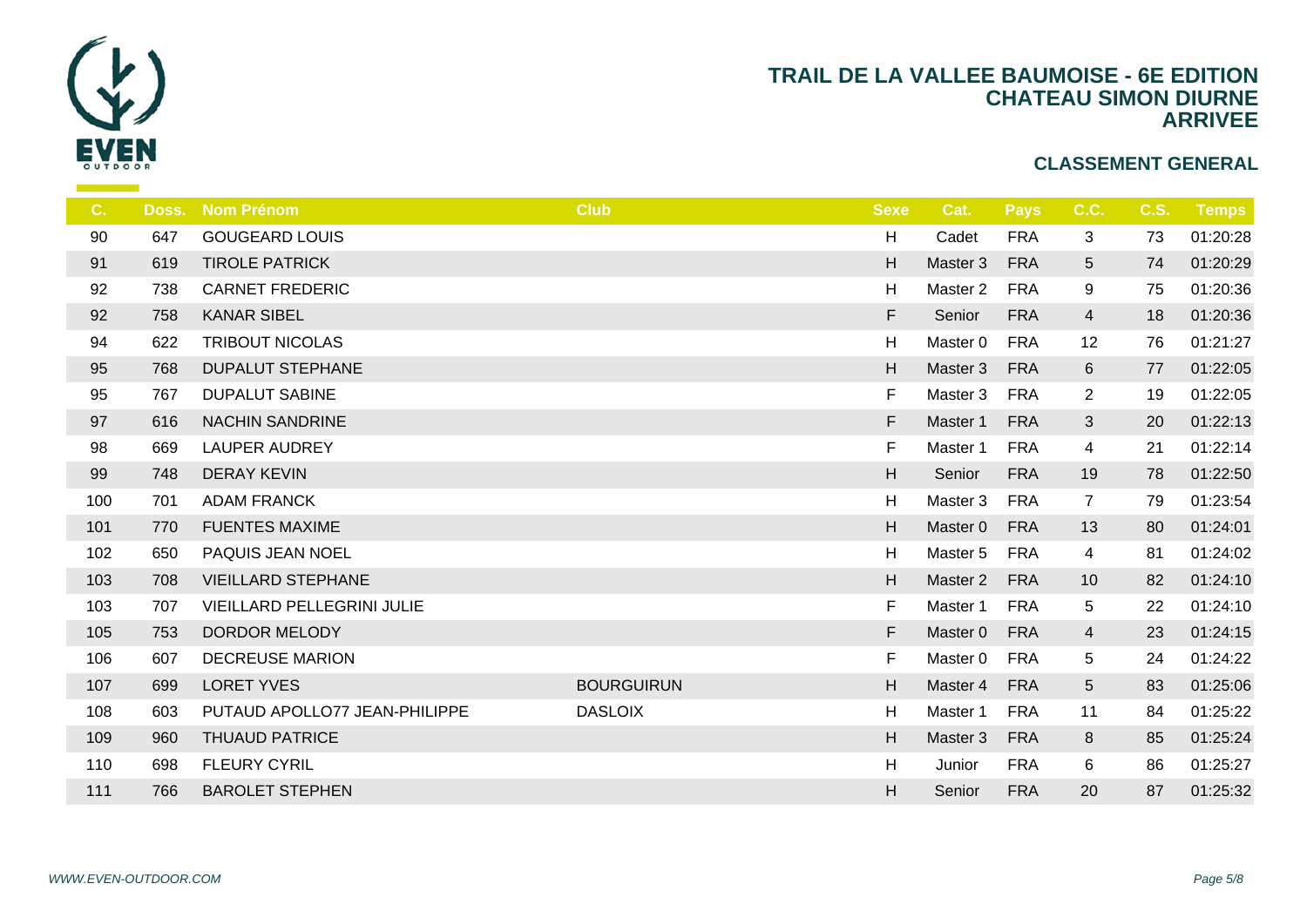# TRAIL DE LA VALLEE BAUMOISE - 6E EDITION
## CHATEAU SIMON DIURNE
## ARRIVEE

### CLASSEMENT GENERAL

| C. | Doss. | Nom Prénom | Club | Sexe | Cat. | Pays | C.C. | C.S. | Temps |
|---|---|---|---|---|---|---|---|---|---|
| 90 | 647 | GOUGEARD LOUIS | | H | Cadet | FRA | 3 | 73 | 01:20:28 |
| 91 | 619 | TIROLE PATRICK | | H | Master 3 | FRA | 5 | 74 | 01:20:29 |
| 92 | 738 | CARNET FREDERIC | | H | Master 2 | FRA | 9 | 75 | 01:20:36 |
| 92 | 758 | KANAR SIBEL | | F | Senior | FRA | 4 | 18 | 01:20:36 |
| 94 | 622 | TRIBOUT NICOLAS | | H | Master 0 | FRA | 12 | 76 | 01:21:27 |
| 95 | 768 | DUPALUT STEPHANE | | H | Master 3 | FRA | 6 | 77 | 01:22:05 |
| 95 | 767 | DUPALUT SABINE | | F | Master 3 | FRA | 2 | 19 | 01:22:05 |
| 97 | 616 | NACHIN SANDRINE | | F | Master 1 | FRA | 3 | 20 | 01:22:13 |
| 98 | 669 | LAUPER AUDREY | | F | Master 1 | FRA | 4 | 21 | 01:22:14 |
| 99 | 748 | DERAY KEVIN | | H | Senior | FRA | 19 | 78 | 01:22:50 |
| 100 | 701 | ADAM FRANCK | | H | Master 3 | FRA | 7 | 79 | 01:23:54 |
| 101 | 770 | FUENTES MAXIME | | H | Master 0 | FRA | 13 | 80 | 01:24:01 |
| 102 | 650 | PAQUIS JEAN NOEL | | H | Master 5 | FRA | 4 | 81 | 01:24:02 |
| 103 | 708 | VIEILLARD STEPHANE | | H | Master 2 | FRA | 10 | 82 | 01:24:10 |
| 103 | 707 | VIEILLARD PELLEGRINI JULIE | | F | Master 1 | FRA | 5 | 22 | 01:24:10 |
| 105 | 753 | DORDOR MELODY | | F | Master 0 | FRA | 4 | 23 | 01:24:15 |
| 106 | 607 | DECREUSE MARION | | F | Master 0 | FRA | 5 | 24 | 01:24:22 |
| 107 | 699 | LORET YVES | BOURGUIRUN | H | Master 4 | FRA | 5 | 83 | 01:25:06 |
| 108 | 603 | PUTAUD APOLLO77 JEAN-PHILIPPE | DASLOIX | H | Master 1 | FRA | 11 | 84 | 01:25:22 |
| 109 | 960 | THUAUD PATRICE | | H | Master 3 | FRA | 8 | 85 | 01:25:24 |
| 110 | 698 | FLEURY CYRIL | | H | Junior | FRA | 6 | 86 | 01:25:27 |
| 111 | 766 | BAROLET STEPHEN | | H | Senior | FRA | 20 | 87 | 01:25:32 |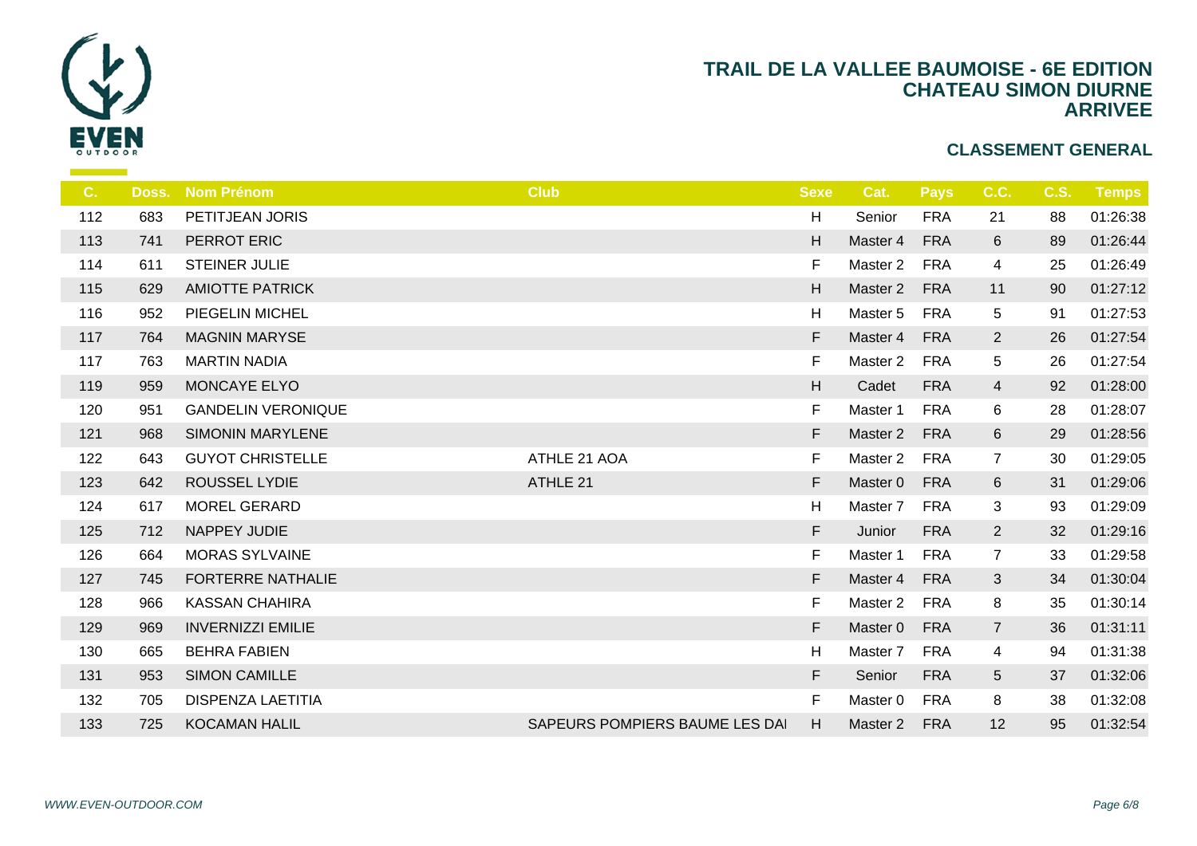# TRAIL DE LA VALLEE BAUMOISE - 6E EDITION
## CHATEAU SIMON DIURNE
## ARRIVEE

### CLASSEMENT GENERAL

| C. | Doss. | Nom Prénom | Club | Sexe | Cat. | Pays | C.C. | C.S. | Temps |
|---|---|---|---|---|---|---|---|---|---|
| 112 | 683 | PETITJEAN JORIS | | H | Senior | FRA | 21 | 88 | 01:26:38 |
| 113 | 741 | PERROT ERIC | | H | Master 4 | FRA | 6 | 89 | 01:26:44 |
| 114 | 611 | STEINER JULIE | | F | Master 2 | FRA | 4 | 25 | 01:26:49 |
| 115 | 629 | AMIOTTE PATRICK | | H | Master 2 | FRA | 11 | 90 | 01:27:12 |
| 116 | 952 | PIEGELIN MICHEL | | H | Master 5 | FRA | 5 | 91 | 01:27:53 |
| 117 | 764 | MAGNIN MARYSE | | F | Master 4 | FRA | 2 | 26 | 01:27:54 |
| 117 | 763 | MARTIN NADIA | | F | Master 2 | FRA | 5 | 26 | 01:27:54 |
| 119 | 959 | MONCAYE ELYO | | H | Cadet | FRA | 4 | 92 | 01:28:00 |
| 120 | 951 | GANDELIN VERONIQUE | | F | Master 1 | FRA | 6 | 28 | 01:28:07 |
| 121 | 968 | SIMONIN MARYLENE | | F | Master 2 | FRA | 6 | 29 | 01:28:56 |
| 122 | 643 | GUYOT CHRISTELLE | ATHLE 21 AOA | F | Master 2 | FRA | 7 | 30 | 01:29:05 |
| 123 | 642 | ROUSSEL LYDIE | ATHLE 21 | F | Master 0 | FRA | 6 | 31 | 01:29:06 |
| 124 | 617 | MOREL GERARD | | H | Master 7 | FRA | 3 | 93 | 01:29:09 |
| 125 | 712 | NAPPEY JUDIE | | F | Junior | FRA | 2 | 32 | 01:29:16 |
| 126 | 664 | MORAS SYLVAINE | | F | Master 1 | FRA | 7 | 33 | 01:29:58 |
| 127 | 745 | FORTERRE NATHALIE | | F | Master 4 | FRA | 3 | 34 | 01:30:04 |
| 128 | 966 | KASSAN CHAHIRA | | F | Master 2 | FRA | 8 | 35 | 01:30:14 |
| 129 | 969 | INVERNIZZI EMILIE | | F | Master 0 | FRA | 7 | 36 | 01:31:11 |
| 130 | 665 | BEHRA FABIEN | | H | Master 7 | FRA | 4 | 94 | 01:31:38 |
| 131 | 953 | SIMON CAMILLE | | F | Senior | FRA | 5 | 37 | 01:32:06 |
| 132 | 705 | DISPENZA LAETITIA | | F | Master 0 | FRA | 8 | 38 | 01:32:08 |
| 133 | 725 | KOCAMAN HALIL | SAPEURS POMPIERS BAUME LES DAI | H | Master 2 | FRA | 12 | 95 | 01:32:54 |

WWW.EVEN-OUTDOOR.COM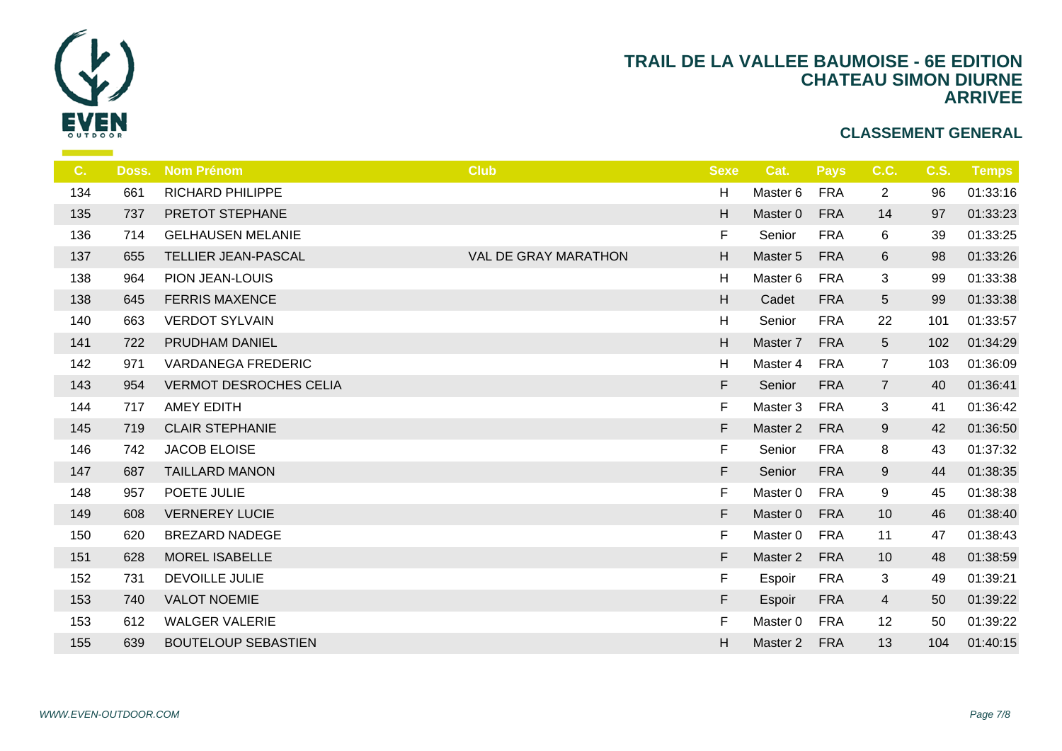# TRAIL DE LA VALLEE BAUMOISE - 6E EDITION
## CHATEAU SIMON DIURNE
## ARRIVEE

### CLASSEMENT GENERAL

| C. | Doss. | Nom Prénom | Club | Sexe | Cat. | Pays | C.C. | C.S. | Temps |
|---|---|---|---|---|---|---|---|---|---|
| 134 | 661 | RICHARD PHILIPPE | | H | Master 6 | FRA | 2 | 96 | 01:33:16 |
| 135 | 737 | PRETOT STEPHANE | | H | Master 0 | FRA | 14 | 97 | 01:33:23 |
| 136 | 714 | GELHAUSEN MELANIE | | F | Senior | FRA | 6 | 39 | 01:33:25 |
| 137 | 655 | TELLIER JEAN-PASCAL | VAL DE GRAY MARATHON | H | Master 5 | FRA | 6 | 98 | 01:33:26 |
| 138 | 964 | PION JEAN-LOUIS | | H | Master 6 | FRA | 3 | 99 | 01:33:38 |
| 138 | 645 | FERRIS MAXENCE | | H | Cadet | FRA | 5 | 99 | 01:33:38 |
| 140 | 663 | VERDOT SYLVAIN | | H | Senior | FRA | 22 | 101 | 01:33:57 |
| 141 | 722 | PRUDHAM DANIEL | | H | Master 7 | FRA | 5 | 102 | 01:34:29 |
| 142 | 971 | VARDANEGA FREDERIC | | H | Master 4 | FRA | 7 | 103 | 01:36:09 |
| 143 | 954 | VERMOT DESROCHES CELIA | | F | Senior | FRA | 7 | 40 | 01:36:41 |
| 144 | 717 | AMEY EDITH | | F | Master 3 | FRA | 3 | 41 | 01:36:42 |
| 145 | 719 | CLAIR STEPHANIE | | F | Master 2 | FRA | 9 | 42 | 01:36:50 |
| 146 | 742 | JACOB ELOISE | | F | Senior | FRA | 8 | 43 | 01:37:32 |
| 147 | 687 | TAILLARD MANON | | F | Senior | FRA | 9 | 44 | 01:38:35 |
| 148 | 957 | POETE JULIE | | F | Master 0 | FRA | 9 | 45 | 01:38:38 |
| 149 | 608 | VERNEREY LUCIE | | F | Master 0 | FRA | 10 | 46 | 01:38:40 |
| 150 | 620 | BREZARD NADEGE | | F | Master 0 | FRA | 11 | 47 | 01:38:43 |
| 151 | 628 | MOREL ISABELLE | | F | Master 2 | FRA | 10 | 48 | 01:38:59 |
| 152 | 731 | DEVOILLE JULIE | | F | Espoir | FRA | 3 | 49 | 01:39:21 |
| 153 | 740 | VALOT NOEMIE | | F | Espoir | FRA | 4 | 50 | 01:39:22 |
| 153 | 612 | WALGER VALERIE | | F | Master 0 | FRA | 12 | 50 | 01:39:22 |
| 155 | 639 | BOUTELOUP SEBASTIEN | | H | Master 2 | FRA | 13 | 104 | 01:40:15 |

*WWW.EVEN-OUTDOOR.COM*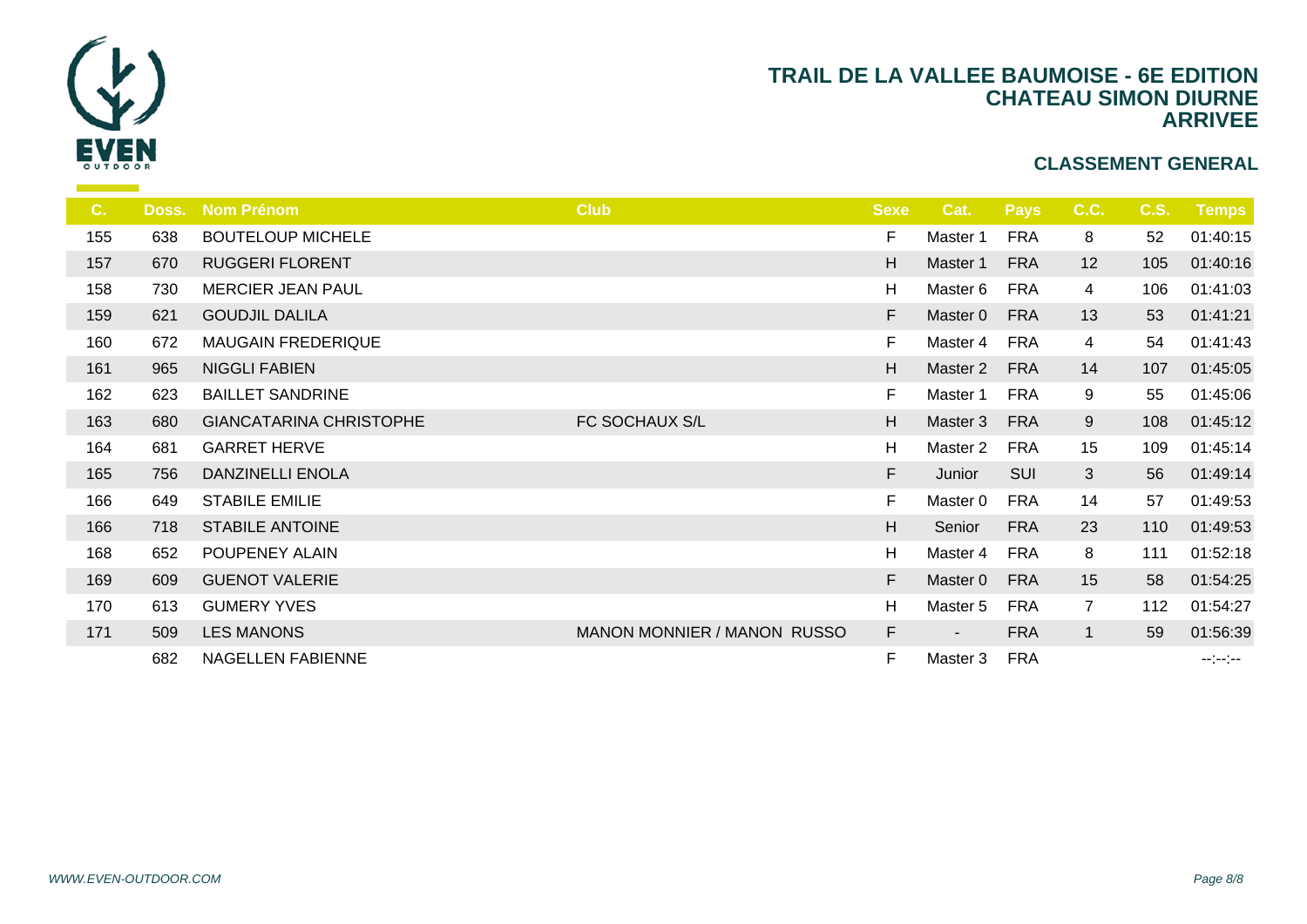# TRAIL DE LA VALLEE BAUMOISE - 6E EDITION
## CHATEAU SIMON DIURNE
## ARRIVEE

### CLASSEMENT GENERAL

| C. | Doss. | Nom Prénom | Club | Sexe | Cat. | Pays | C.C. | C.S. | Temps |
|---|---|---|---|---|---|---|---|---|---|
| 155 | 638 | BOUTELOUP MICHELE | | F | Master 1 | FRA | 8 | 52 | 01:40:15 |
| 157 | 670 | RUGGERI FLORENT | | H | Master 1 | FRA | 12 | 105 | 01:40:16 |
| 158 | 730 | MERCIER JEAN PAUL | | H | Master 6 | FRA | 4 | 106 | 01:41:03 |
| 159 | 621 | GOUDJIL DALILA | | F | Master 0 | FRA | 13 | 53 | 01:41:21 |
| 160 | 672 | MAUGAIN FREDERIQUE | | F | Master 4 | FRA | 4 | 54 | 01:41:43 |
| 161 | 965 | NIGGLI FABIEN | | H | Master 2 | FRA | 14 | 107 | 01:45:05 |
| 162 | 623 | BAILLET SANDRINE | | F | Master 1 | FRA | 9 | 55 | 01:45:06 |
| 163 | 680 | GIANCATARINA CHRISTOPHE | FC SOCHAUX S/L | H | Master 3 | FRA | 9 | 108 | 01:45:12 |
| 164 | 681 | GARRET HERVE | | H | Master 2 | FRA | 15 | 109 | 01:45:14 |
| 165 | 756 | DANZINELLI ENOLA | | F | Junior | SUI | 3 | 56 | 01:49:14 |
| 166 | 649 | STABILE EMILIE | | F | Master 0 | FRA | 14 | 57 | 01:49:53 |
| 166 | 718 | STABILE ANTOINE | | H | Senior | FRA | 23 | 110 | 01:49:53 |
| 168 | 652 | POUPENEY ALAIN | | H | Master 4 | FRA | 8 | 111 | 01:52:18 |
| 169 | 609 | GUENOT VALERIE | | F | Master 0 | FRA | 15 | 58 | 01:54:25 |
| 170 | 613 | GUMERY YVES | | H | Master 5 | FRA | 7 | 112 | 01:54:27 |
| 171 | 509 | LES MANONS | MANON MONNIER / MANON RUSSO | F | - | FRA | 1 | 59 | 01:56:39 |
| | 682 | NAGELLEN FABIENNE | | F | Master 3 | FRA | | | --:--:-- |